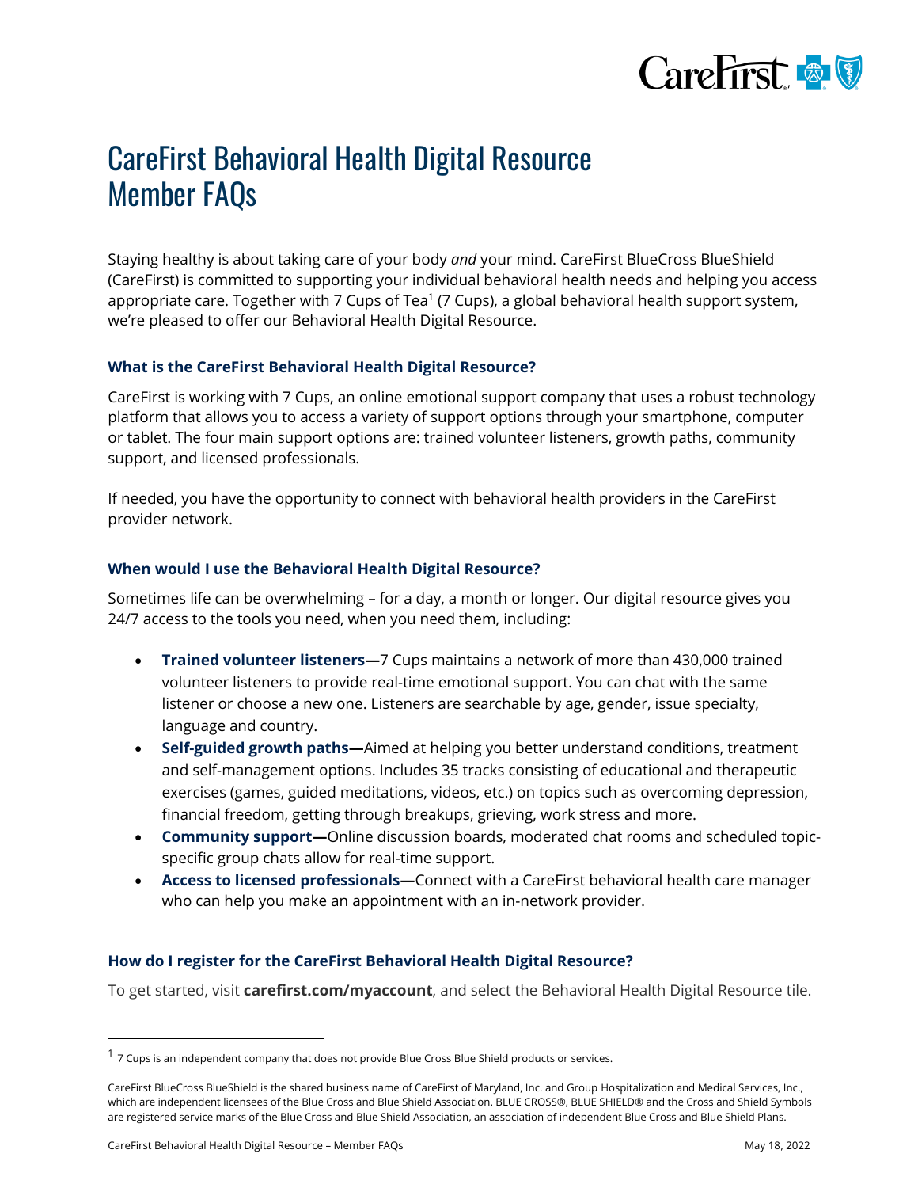# CareFirst Behavioral Health Digital Resource Member FAQs

Staying healthy is about taking care of your body *and* your mind. CareFirst BlueCross BlueShield (CareFirst) is committed to supporting your individual behavioral health needs and helping you access appropriate care. Together with 7 Cups of Tea[1] (7 Cups), a global behavioral health support system, we're pleased to offer our Behavioral Health Digital Resource.

### What is the CareFirst Behavioral Health Digital Resource?

CareFirst is working with 7 Cups, an online emotional support company that uses a robust technology platform that allows you to access a variety of support options through your smartphone, computer or tablet. The four main support options are: trained volunteer listeners, growth paths, community support, and licensed professionals.

If needed, you have the opportunity to connect with behavioral health providers in the CareFirst provider network.

### When would I use the Behavioral Health Digital Resource?

Sometimes life can be overwhelming – for a day, a month or longer. Our digital resource gives you 24/7 access to the tools you need, when you need them, including:

- **Trained volunteer listeners—**7 Cups maintains a network of more than 430,000 trained volunteer listeners to provide real-time emotional support. You can chat with the same listener or choose a new one. Listeners are searchable by age, gender, issue specialty, language and country.
- **Self-guided growth paths—**Aimed at helping you better understand conditions, treatment and self-management options. Includes 35 tracks consisting of educational and therapeutic exercises (games, guided meditations, videos, etc.) on topics such as overcoming depression, financial freedom, getting through breakups, grieving, work stress and more.
- **Community support—**Online discussion boards, moderated chat rooms and scheduled topic-specific group chats allow for real-time support.
- **Access to licensed professionals—**Connect with a CareFirst behavioral health care manager who can help you make an appointment with an in-network provider.

### How do I register for the CareFirst Behavioral Health Digital Resource?

To get started, visit **carefirst.com/myaccount**, and select the Behavioral Health Digital Resource tile.

---

[1] 7 Cups is an independent company that does not provide Blue Cross Blue Shield products or services.

CareFirst BlueCross BlueShield is the shared business name of CareFirst of Maryland, Inc. and Group Hospitalization and Medical Services, Inc., which are independent licensees of the Blue Cross and Blue Shield Association. BLUE CROSS®, BLUE SHIELD® and the Cross and Shield Symbols are registered service marks of the Blue Cross and Blue Shield Association, an association of independent Blue Cross and Blue Shield Plans.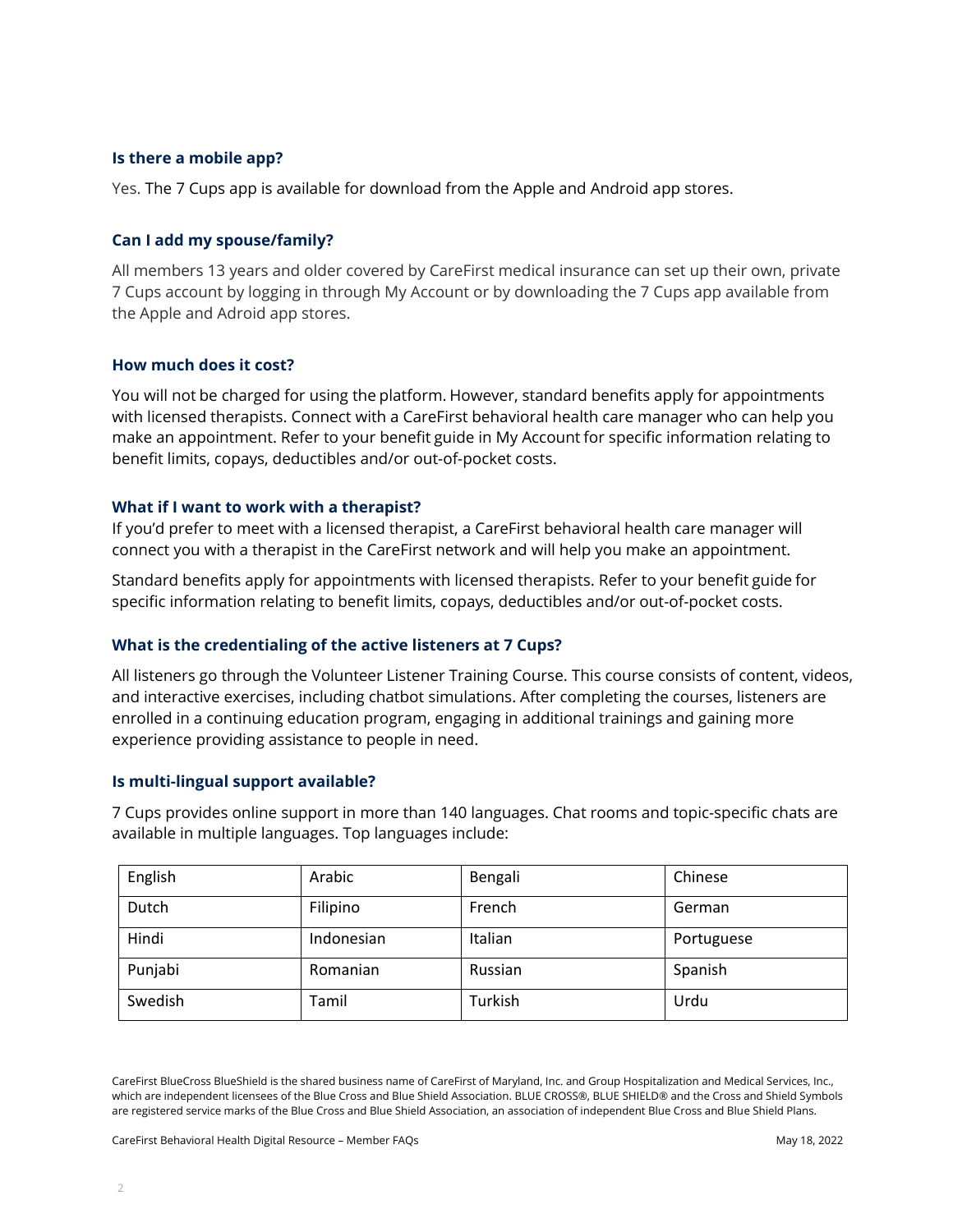### Is there a mobile app?

Yes. The 7 Cups app is available for download from the Apple and Android app stores.

### Can I add my spouse/family?

All members 13 years and older covered by CareFirst medical insurance can set up their own, private 7 Cups account by logging in through My Account or by downloading the 7 Cups app available from the Apple and Adroid app stores.

### How much does it cost?

You will not be charged for using the platform. However, standard benefits apply for appointments with licensed therapists. Connect with a CareFirst behavioral health care manager who can help you make an appointment. Refer to your benefit guide in My Account for specific information relating to benefit limits, copays, deductibles and/or out-of-pocket costs.

### What if I want to work with a therapist?

If you'd prefer to meet with a licensed therapist, a CareFirst behavioral health care manager will connect you with a therapist in the CareFirst network and will help you make an appointment.

Standard benefits apply for appointments with licensed therapists. Refer to your benefit guide for specific information relating to benefit limits, copays, deductibles and/or out-of-pocket costs.

### What is the credentialing of the active listeners at 7 Cups?

All listeners go through the Volunteer Listener Training Course. This course consists of content, videos, and interactive exercises, including chatbot simulations. After completing the courses, listeners are enrolled in a continuing education program, engaging in additional trainings and gaining more experience providing assistance to people in need.

### Is multi-lingual support available?

7 Cups provides online support in more than 140 languages. Chat rooms and topic-specific chats are available in multiple languages. Top languages include:

| | | | |
|---|---|---|---|
| English | Arabic | Bengali | Chinese |
| Dutch | Filipino | French | German |
| Hindi | Indonesian | Italian | Portuguese |
| Punjabi | Romanian | Russian | Spanish |
| Swedish | Tamil | Turkish | Urdu |

CareFirst BlueCross BlueShield is the shared business name of CareFirst of Maryland, Inc. and Group Hospitalization and Medical Services, Inc., which are independent licensees of the Blue Cross and Blue Shield Association. BLUE CROSS®, BLUE SHIELD® and the Cross and Shield Symbols are registered service marks of the Blue Cross and Blue Shield Association, an association of independent Blue Cross and Blue Shield Plans.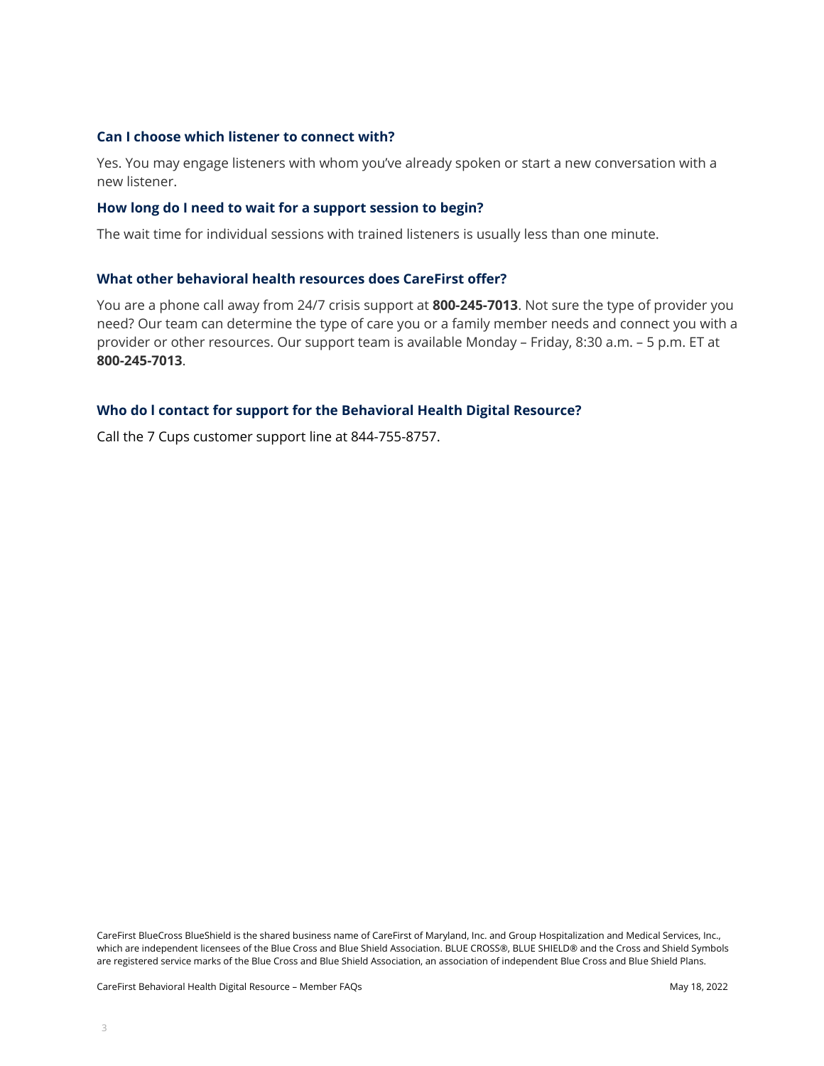### Can I choose which listener to connect with?

Yes. You may engage listeners with whom you've already spoken or start a new conversation with a new listener.

### How long do I need to wait for a support session to begin?

The wait time for individual sessions with trained listeners is usually less than one minute.

### What other behavioral health resources does CareFirst offer?

You are a phone call away from 24/7 crisis support at **800-245-7013**. Not sure the type of provider you need? Our team can determine the type of care you or a family member needs and connect you with a provider or other resources. Our support team is available Monday – Friday, 8:30 a.m. – 5 p.m. ET at **800-245-7013**.

### Who do l contact for support for the Behavioral Health Digital Resource?

Call the 7 Cups customer support line at 844-755-8757.

CareFirst BlueCross BlueShield is the shared business name of CareFirst of Maryland, Inc. and Group Hospitalization and Medical Services, Inc., which are independent licensees of the Blue Cross and Blue Shield Association. BLUE CROSS®, BLUE SHIELD® and the Cross and Shield Symbols are registered service marks of the Blue Cross and Blue Shield Association, an association of independent Blue Cross and Blue Shield Plans.

CareFirst Behavioral Health Digital Resource – Member FAQs May 18, 2022